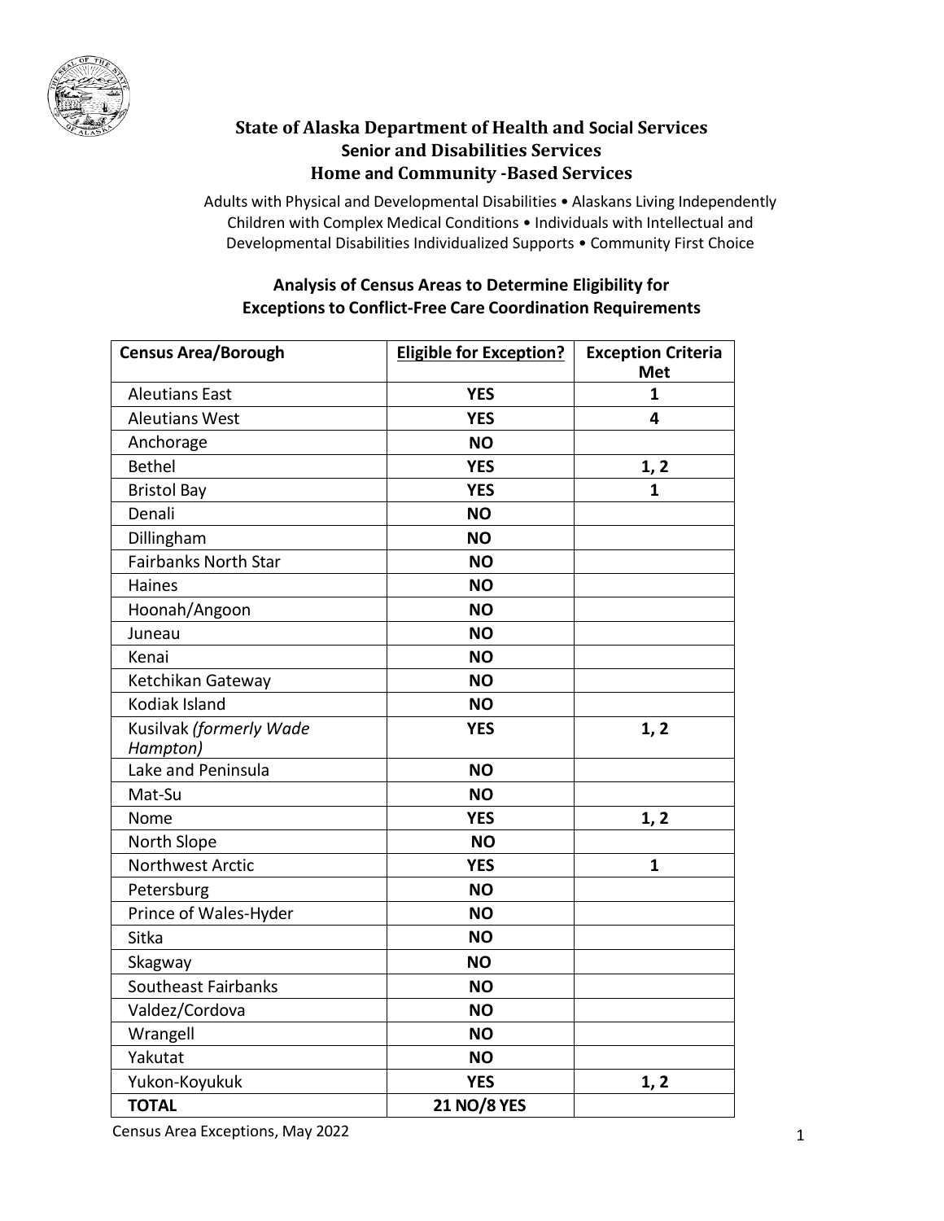# State of Alaska Department of Health and Social Services
## Senior and Disabilities Services
## Home and Community -Based Services

Adults with Physical and Developmental Disabilities • Alaskans Living Independently
Children with Complex Medical Conditions • Individuals with Intellectual and Developmental Disabilities Individualized Supports • Community First Choice

### Analysis of Census Areas to Determine Eligibility for Exceptions to Conflict-Free Care Coordination Requirements

| Census Area/Borough | Eligible for Exception? | Exception Criteria Met |
|---|---|---|
| Aleutians East | **YES** | **1** |
| Aleutians West | **YES** | **4** |
| Anchorage | **NO** | |
| Bethel | **YES** | **1, 2** |
| Bristol Bay | **YES** | **1** |
| Denali | **NO** | |
| Dillingham | **NO** | |
| Fairbanks North Star | **NO** | |
| Haines | **NO** | |
| Hoonah/Angoon | **NO** | |
| Juneau | **NO** | |
| Kenai | **NO** | |
| Ketchikan Gateway | **NO** | |
| Kodiak Island | **NO** | |
| Kusilvak *(formerly Wade Hampton)* | **YES** | **1, 2** |
| Lake and Peninsula | **NO** | |
| Mat-Su | **NO** | |
| Nome | **YES** | **1, 2** |
| North Slope | **NO** | |
| Northwest Arctic | **YES** | **1** |
| Petersburg | **NO** | |
| Prince of Wales-Hyder | **NO** | |
| Sitka | **NO** | |
| Skagway | **NO** | |
| Southeast Fairbanks | **NO** | |
| Valdez/Cordova | **NO** | |
| Wrangell | **NO** | |
| Yakutat | **NO** | |
| Yukon-Koyukuk | **YES** | **1, 2** |
| **TOTAL** | **21 NO/8 YES** | |

Census Area Exceptions, May 2022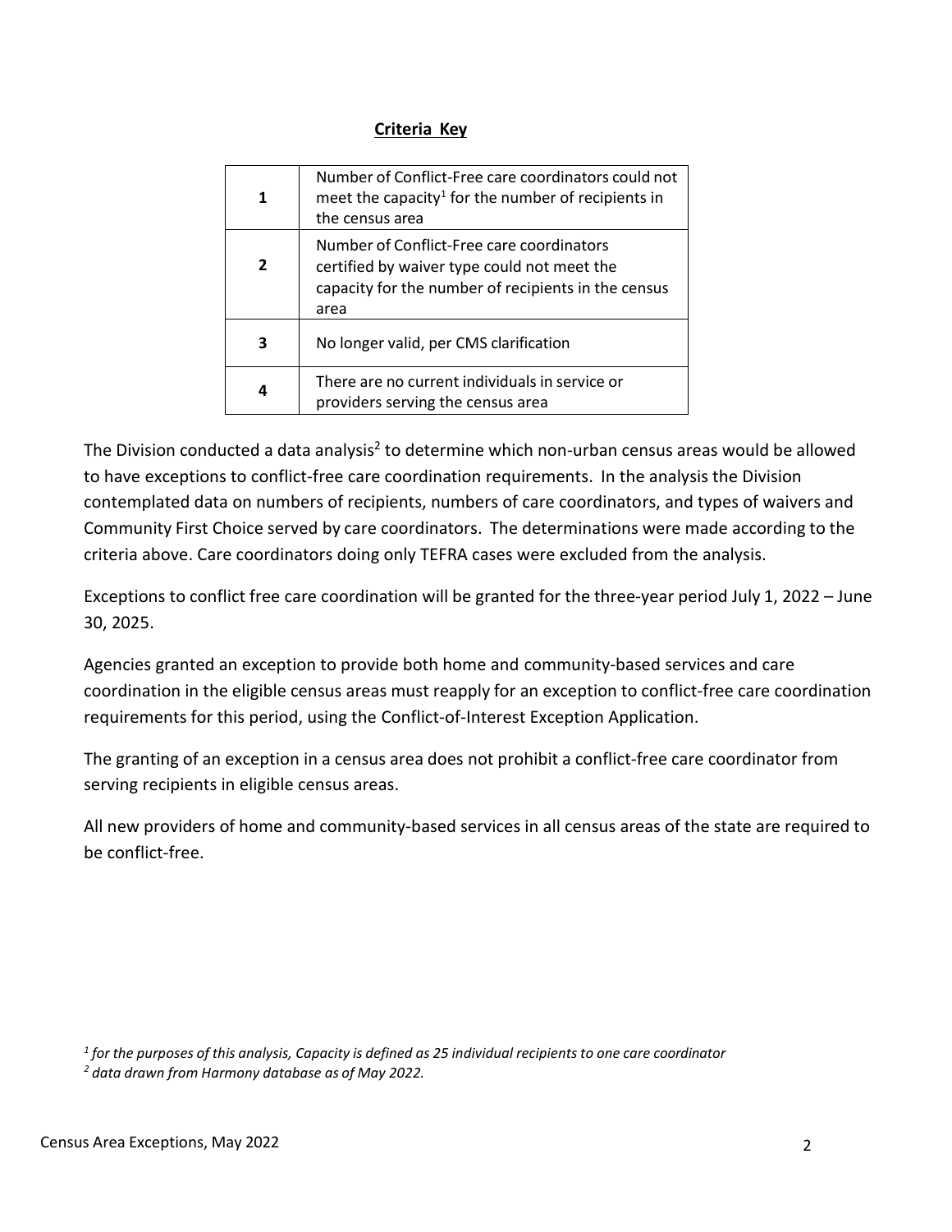**Criteria Key**

| | |
|---|---|
| **1** | Number of Conflict-Free care coordinators could not meet the capacity[1] for the number of recipients in the census area |
| **2** | Number of Conflict-Free care coordinators certified by waiver type could not meet the capacity for the number of recipients in the census area |
| **3** | No longer valid, per CMS clarification |
| **4** | There are no current individuals in service or providers serving the census area |

The Division conducted a data analysis[2] to determine which non-urban census areas would be allowed to have exceptions to conflict-free care coordination requirements. In the analysis the Division contemplated data on numbers of recipients, numbers of care coordinators, and types of waivers and Community First Choice served by care coordinators. The determinations were made according to the criteria above. Care coordinators doing only TEFRA cases were excluded from the analysis.

Exceptions to conflict free care coordination will be granted for the three-year period July 1, 2022 – June 30, 2025.

Agencies granted an exception to provide both home and community-based services and care coordination in the eligible census areas must reapply for an exception to conflict-free care coordination requirements for this period, using the Conflict-of-Interest Exception Application.

The granting of an exception in a census area does not prohibit a conflict-free care coordinator from serving recipients in eligible census areas.

All new providers of home and community-based services in all census areas of the state are required to be conflict-free.

*[1] for the purposes of this analysis, Capacity is defined as 25 individual recipients to one care coordinator*
*[2] data drawn from Harmony database as of May 2022.*